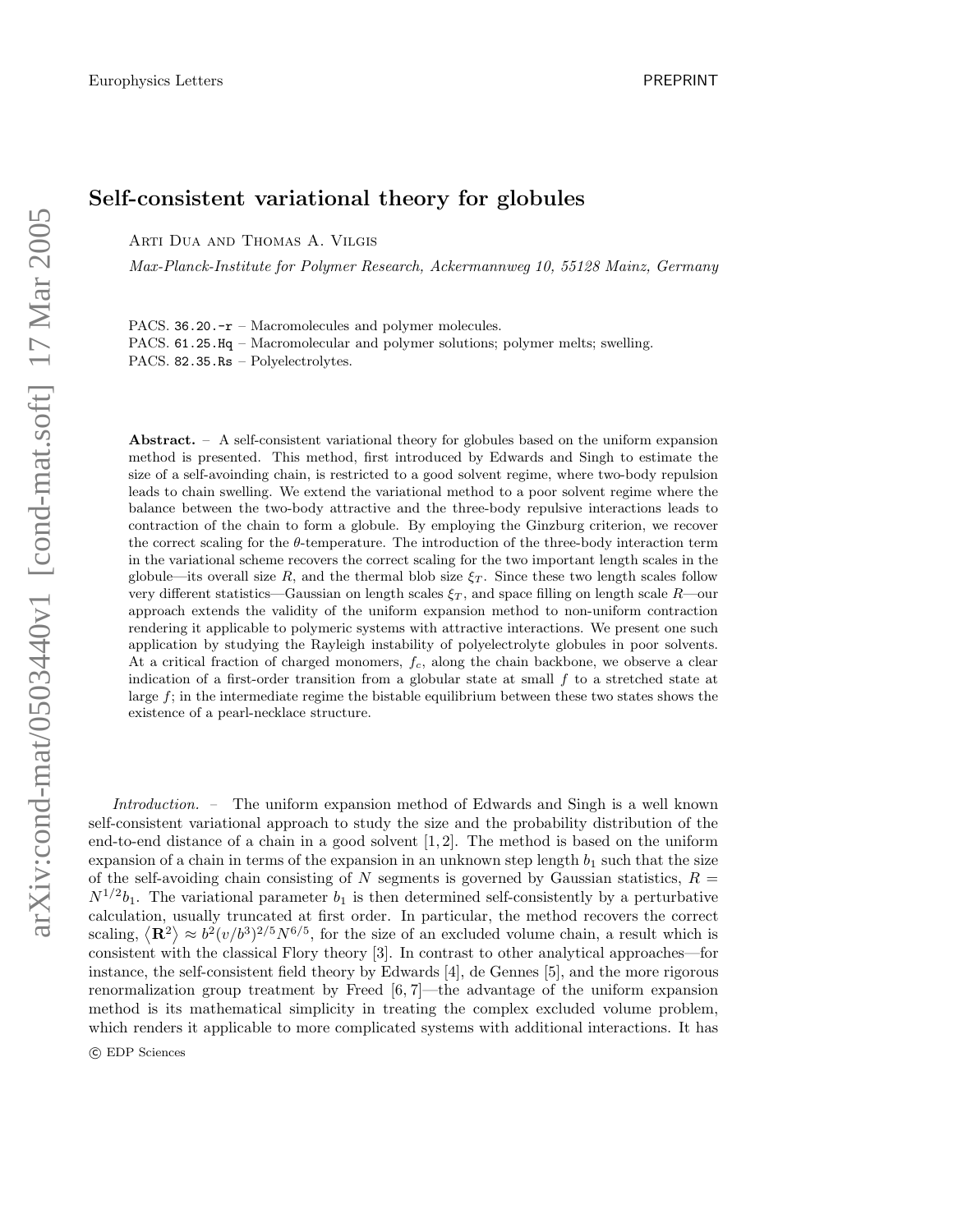Europhysics Letters PREPRINT

# Self-consistent variational theory for globules

Arti Dua and Thomas A. Vilgis

*Max-Planck-Institute for Polymer Research, Ackermannweg 10, 55128 Mainz, Germany*

PACS. 36.20.-r – Macromolecules and polymer molecules.
PACS. 61.25.Hq – Macromolecular and polymer solutions; polymer melts; swelling.
PACS. 82.35.Rs – Polyelectrolytes.

**Abstract.** – A self-consistent variational theory for globules based on the uniform expansion method is presented. This method, first introduced by Edwards and Singh to estimate the size of a self-avoinding chain, is restricted to a good solvent regime, where two-body repulsion leads to chain swelling. We extend the variational method to a poor solvent regime where the balance between the two-body attractive and the three-body repulsive interactions leads to contraction of the chain to form a globule. By employing the Ginzburg criterion, we recover the correct scaling for the $\theta$-temperature. The introduction of the three-body interaction term in the variational scheme recovers the correct scaling for the two important length scales in the globule—its overall size $R$, and the thermal blob size $\xi_T$. Since these two length scales follow very different statistics—Gaussian on length scales $\xi_T$, and space filling on length scale $R$—our approach extends the validity of the uniform expansion method to non-uniform contraction rendering it applicable to polymeric systems with attractive interactions. We present one such application by studying the Rayleigh instability of polyelectrolyte globules in poor solvents. At a critical fraction of charged monomers, $f_c$, along the chain backbone, we observe a clear indication of a first-order transition from a globular state at small $f$ to a stretched state at large $f$; in the intermediate regime the bistable equilibrium between these two states shows the existence of a pearl-necklace structure.

*Introduction.* – The uniform expansion method of Edwards and Singh is a well known self-consistent variational approach to study the size and the probability distribution of the end-to-end distance of a chain in a good solvent [1, 2]. The method is based on the uniform expansion of a chain in terms of the expansion in an unknown step length $b_1$ such that the size of the self-avoiding chain consisting of $N$ segments is governed by Gaussian statistics, $R = N^{1/2}b_1$. The variational parameter $b_1$ is then determined self-consistently by a perturbative calculation, usually truncated at first order. In particular, the method recovers the correct scaling, $\langle \mathbf{R}^2 \rangle \approx b^2(v/b^3)^{2/5}N^{6/5}$, for the size of an excluded volume chain, a result which is consistent with the classical Flory theory [3]. In contrast to other analytical approaches—for instance, the self-consistent field theory by Edwards [4], de Gennes [5], and the more rigorous renormalization group treatment by Freed [6, 7]—the advantage of the uniform expansion method is its mathematical simplicity in treating the complex excluded volume problem, which renders it applicable to more complicated systems with additional interactions. It has

© EDP Sciences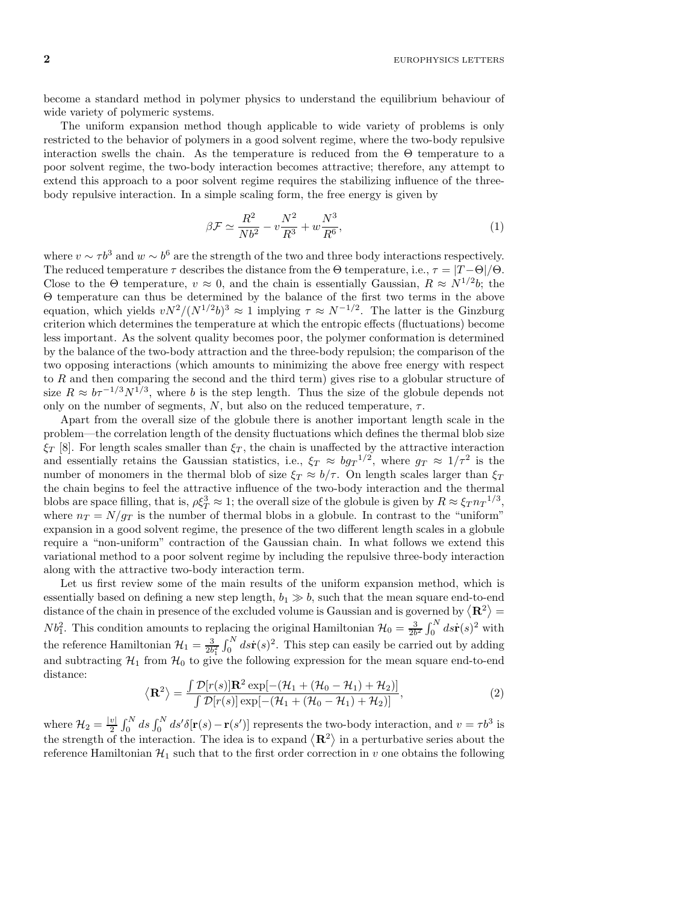become a standard method in polymer physics to understand the equilibrium behaviour of wide variety of polymeric systems.

The uniform expansion method though applicable to wide variety of problems is only restricted to the behavior of polymers in a good solvent regime, where the two-body repulsive interaction swells the chain. As the temperature is reduced from the $\Theta$ temperature to a poor solvent regime, the two-body interaction becomes attractive; therefore, any attempt to extend this approach to a poor solvent regime requires the stabilizing influence of the three-body repulsive interaction. In a simple scaling form, the free energy is given by

$$\beta\mathcal{F} \simeq \frac{R^2}{Nb^2} - v\frac{N^2}{R^3} + w\frac{N^3}{R^6}, \tag{1}$$

where $v \sim \tau b^3$ and $w \sim b^6$ are the strength of the two and three body interactions respectively. The reduced temperature $\tau$ describes the distance from the $\Theta$ temperature, i.e., $\tau = |T - \Theta|/\Theta$. Close to the $\Theta$ temperature, $v \approx 0$, and the chain is essentially Gaussian, $R \approx N^{1/2}b$; the $\Theta$ temperature can thus be determined by the balance of the first two terms in the above equation, which yields $vN^2/(N^{1/2}b)^3 \approx 1$ implying $\tau \approx N^{-1/2}$. The latter is the Ginzburg criterion which determines the temperature at which the entropic effects (fluctuations) become less important. As the solvent quality becomes poor, the polymer conformation is determined by the balance of the two-body attraction and the three-body repulsion; the comparison of the two opposing interactions (which amounts to minimizing the above free energy with respect to $R$ and then comparing the second and the third term) gives rise to a globular structure of size $R \approx b\tau^{-1/3}N^{1/3}$, where $b$ is the step length. Thus the size of the globule depends not only on the number of segments, $N$, but also on the reduced temperature, $\tau$.

Apart from the overall size of the globule there is another important length scale in the problem—the correlation length of the density fluctuations which defines the thermal blob size $\xi_T$ [8]. For length scales smaller than $\xi_T$, the chain is unaffected by the attractive interaction and essentially retains the Gaussian statistics, i.e., $\xi_T \approx b{g_T}^{1/2}$, where $g_T \approx 1/\tau^2$ is the number of monomers in the thermal blob of size $\xi_T \approx b/\tau$. On length scales larger than $\xi_T$ the chain begins to feel the attractive influence of the two-body interaction and the thermal blobs are space filling, that is, $\rho\xi_T^3 \approx 1$; the overall size of the globule is given by $R \approx \xi_T {n_T}^{1/3}$, where $n_T = N/g_T$ is the number of thermal blobs in a globule. In contrast to the "uniform" expansion in a good solvent regime, the presence of the two different length scales in a globule require a "non-uniform" contraction of the Gaussian chain. In what follows we extend this variational method to a poor solvent regime by including the repulsive three-body interaction along with the attractive two-body interaction term.

Let us first review some of the main results of the uniform expansion method, which is essentially based on defining a new step length, $b_1 \gg b$, such that the mean square end-to-end distance of the chain in presence of the excluded volume is Gaussian and is governed by $\langle \mathbf{R}^2 \rangle = Nb_1^2$. This condition amounts to replacing the original Hamiltonian $\mathcal{H}_0 = \frac{3}{2b^2}\int_0^N ds\dot{\mathbf{r}}(s)^2$ with the reference Hamiltonian $\mathcal{H}_1 = \frac{3}{2b_1^2}\int_0^N ds\dot{\mathbf{r}}(s)^2$. This step can easily be carried out by adding and subtracting $\mathcal{H}_1$ from $\mathcal{H}_0$ to give the following expression for the mean square end-to-end distance:

$$\langle \mathbf{R}^2 \rangle = \frac{\int \mathcal{D}[r(s)]\mathbf{R}^2 \exp[-(\mathcal{H}_1 + (\mathcal{H}_0 - \mathcal{H}_1) + \mathcal{H}_2)]}{\int \mathcal{D}[r(s)] \exp[-(\mathcal{H}_1 + (\mathcal{H}_0 - \mathcal{H}_1) + \mathcal{H}_2)]}, \tag{2}$$

where $\mathcal{H}_2 = \frac{|v|}{2}\int_0^N ds \int_0^N ds' \delta[\mathbf{r}(s) - \mathbf{r}(s')]$ represents the two-body interaction, and $v = \tau b^3$ is the strength of the interaction. The idea is to expand $\langle \mathbf{R}^2 \rangle$ in a perturbative series about the reference Hamiltonian $\mathcal{H}_1$ such that to the first order correction in $v$ one obtains the following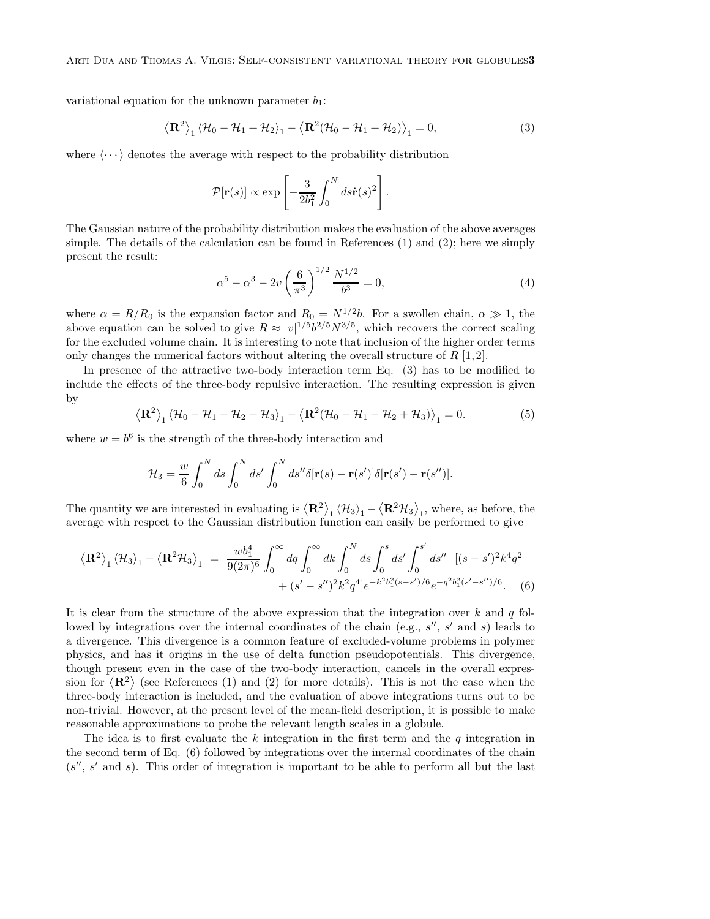variational equation for the unknown parameter $b_1$:

$$\left\langle \mathbf{R}^2 \right\rangle_1 \langle \mathcal{H}_0 - \mathcal{H}_1 + \mathcal{H}_2 \rangle_1 - \left\langle \mathbf{R}^2 (\mathcal{H}_0 - \mathcal{H}_1 + \mathcal{H}_2) \right\rangle_1 = 0, \tag{3}$$

where $\langle \cdots \rangle$ denotes the average with respect to the probability distribution

$$\mathcal{P}[\mathbf{r}(s)] \propto \exp\left[ -\frac{3}{2b_1^2} \int_0^N ds \dot{\mathbf{r}}(s)^2 \right].$$

The Gaussian nature of the probability distribution makes the evaluation of the above averages simple. The details of the calculation can be found in References (1) and (2); here we simply present the result:

$$\alpha^5 - \alpha^3 - 2v \left( \frac{6}{\pi^3} \right)^{1/2} \frac{N^{1/2}}{b^3} = 0, \tag{4}$$

where $\alpha = R/R_0$ is the expansion factor and $R_0 = N^{1/2} b$. For a swollen chain, $\alpha \gg 1$, the above equation can be solved to give $R \approx |v|^{1/5} b^{2/5} N^{3/5}$, which recovers the correct scaling for the excluded volume chain. It is interesting to note that inclusion of the higher order terms only changes the numerical factors without altering the overall structure of $R$ [1,2].

In presence of the attractive two-body interaction term Eq. (3) has to be modified to include the effects of the three-body repulsive interaction. The resulting expression is given by

$$\left\langle \mathbf{R}^2 \right\rangle_1 \langle \mathcal{H}_0 - \mathcal{H}_1 - \mathcal{H}_2 + \mathcal{H}_3 \rangle_1 - \left\langle \mathbf{R}^2 (\mathcal{H}_0 - \mathcal{H}_1 - \mathcal{H}_2 + \mathcal{H}_3) \right\rangle_1 = 0. \tag{5}$$

where $w = b^6$ is the strength of the three-body interaction and

$$\mathcal{H}_3 = \frac{w}{6} \int_0^N ds \int_0^N ds' \int_0^N ds'' \delta[\mathbf{r}(s) - \mathbf{r}(s')] \delta[\mathbf{r}(s') - \mathbf{r}(s'')].$$

The quantity we are interested in evaluating is $\left\langle \mathbf{R}^2 \right\rangle_1 \langle \mathcal{H}_3 \rangle_1 - \left\langle \mathbf{R}^2 \mathcal{H}_3 \right\rangle_1$, where, as before, the average with respect to the Gaussian distribution function can easily be performed to give

$$\begin{aligned} \left\langle \mathbf{R}^2 \right\rangle_1 \langle \mathcal{H}_3 \rangle_1 - \left\langle \mathbf{R}^2 \mathcal{H}_3 \right\rangle_1 \;=\; & \frac{w b_1^4}{9(2\pi)^6} \int_0^\infty dq \int_0^\infty dk \int_0^N ds \int_0^s ds' \int_0^{s'} ds'' \;\; [(s-s')^2 k^4 q^2 \\ & + (s' - s'')^2 k^2 q^4] e^{-k^2 b_1^2 (s-s')/6} e^{-q^2 b_1^2 (s'-s'')/6}. \end{aligned} \tag{6}$$

It is clear from the structure of the above expression that the integration over $k$ and $q$ followed by integrations over the internal coordinates of the chain (e.g., $s''$, $s'$ and $s$) leads to a divergence. This divergence is a common feature of excluded-volume problems in polymer physics, and has it origins in the use of delta function pseudopotentials. This divergence, though present even in the case of the two-body interaction, cancels in the overall expression for $\left\langle \mathbf{R}^2 \right\rangle$ (see References (1) and (2) for more details). This is not the case when the three-body interaction is included, and the evaluation of above integrations turns out to be non-trivial. However, at the present level of the mean-field description, it is possible to make reasonable approximations to probe the relevant length scales in a globule.

The idea is to first evaluate the $k$ integration in the first term and the $q$ integration in the second term of Eq. (6) followed by integrations over the internal coordinates of the chain ($s''$, $s'$ and $s$). This order of integration is important to be able to perform all but the last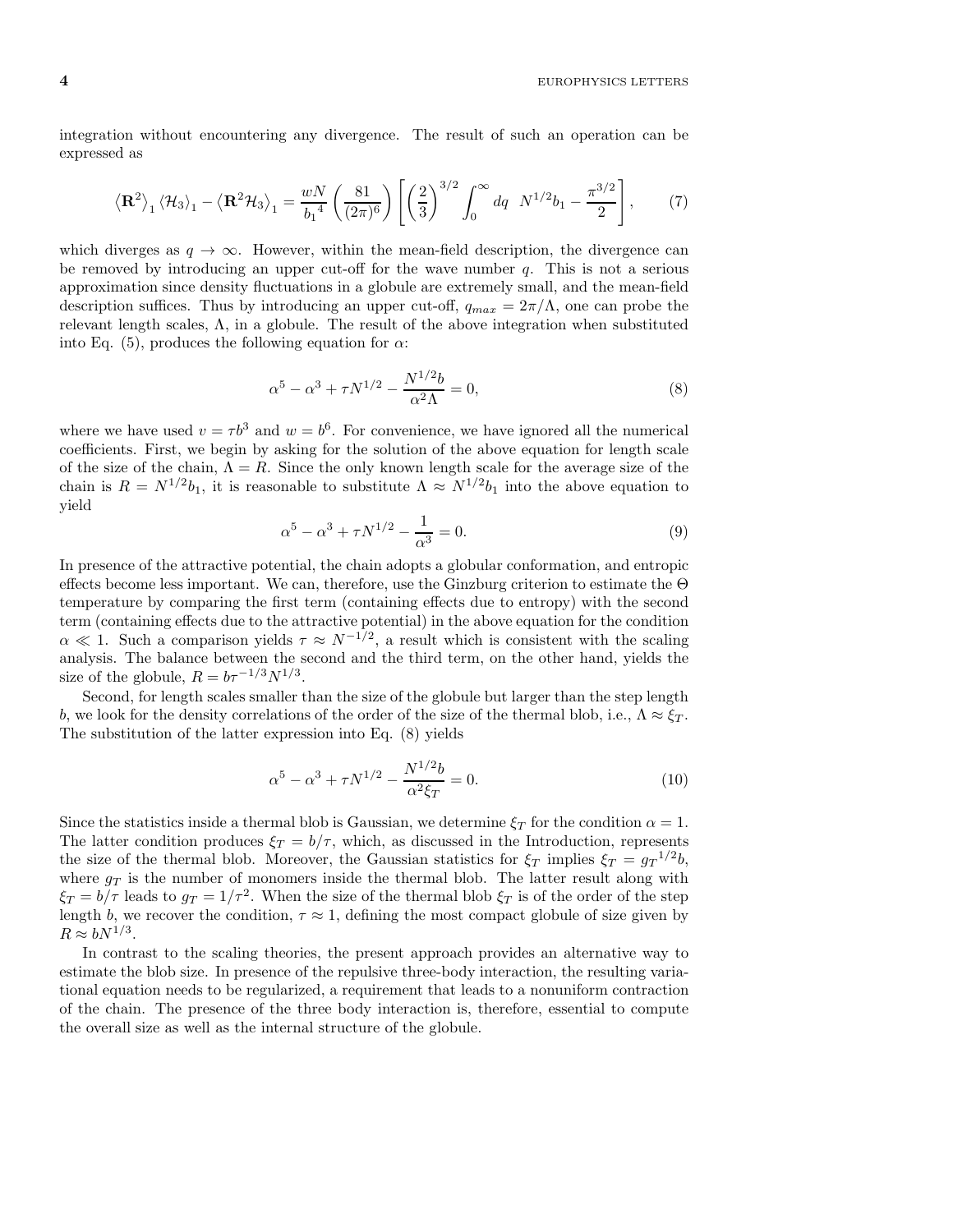integration without encountering any divergence. The result of such an operation can be expressed as

$$\left\langle \mathbf{R}^2 \right\rangle_1 \left\langle \mathcal{H}_3 \right\rangle_1 - \left\langle \mathbf{R}^2 \mathcal{H}_3 \right\rangle_1 = \frac{wN}{{b_1}^4} \left( \frac{81}{(2\pi)^6} \right) \left[ \left( \frac{2}{3} \right)^{3/2} \int_0^\infty dq \ \ N^{1/2} b_1 - \frac{\pi^{3/2}}{2} \right], \tag{7}$$

which diverges as $q \to \infty$. However, within the mean-field description, the divergence can be removed by introducing an upper cut-off for the wave number $q$. This is not a serious approximation since density fluctuations in a globule are extremely small, and the mean-field description suffices. Thus by introducing an upper cut-off, $q_{max} = 2\pi/\Lambda$, one can probe the relevant length scales, $\Lambda$, in a globule. The result of the above integration when substituted into Eq. (5), produces the following equation for $\alpha$:

$$\alpha^5 - \alpha^3 + \tau N^{1/2} - \frac{N^{1/2} b}{\alpha^2 \Lambda} = 0, \tag{8}$$

where we have used $v = \tau b^3$ and $w = b^6$. For convenience, we have ignored all the numerical coefficients. First, we begin by asking for the solution of the above equation for length scale of the size of the chain, $\Lambda = R$. Since the only known length scale for the average size of the chain is $R = N^{1/2} b_1$, it is reasonable to substitute $\Lambda \approx N^{1/2} b_1$ into the above equation to yield

$$\alpha^5 - \alpha^3 + \tau N^{1/2} - \frac{1}{\alpha^3} = 0. \tag{9}$$

In presence of the attractive potential, the chain adopts a globular conformation, and entropic effects become less important. We can, therefore, use the Ginzburg criterion to estimate the $\Theta$ temperature by comparing the first term (containing effects due to entropy) with the second term (containing effects due to the attractive potential) in the above equation for the condition $\alpha \ll 1$. Such a comparison yields $\tau \approx N^{-1/2}$, a result which is consistent with the scaling analysis. The balance between the second and the third term, on the other hand, yields the size of the globule, $R = b\tau^{-1/3} N^{1/3}$.

Second, for length scales smaller than the size of the globule but larger than the step length $b$, we look for the density correlations of the order of the size of the thermal blob, i.e., $\Lambda \approx \xi_T$. The substitution of the latter expression into Eq. (8) yields

$$\alpha^5 - \alpha^3 + \tau N^{1/2} - \frac{N^{1/2} b}{\alpha^2 \xi_T} = 0. \tag{10}$$

Since the statistics inside a thermal blob is Gaussian, we determine $\xi_T$ for the condition $\alpha = 1$. The latter condition produces $\xi_T = b/\tau$, which, as discussed in the Introduction, represents the size of the thermal blob. Moreover, the Gaussian statistics for $\xi_T$ implies $\xi_T = {g_T}^{1/2} b$, where $g_T$ is the number of monomers inside the thermal blob. The latter result along with $\xi_T = b/\tau$ leads to $g_T = 1/\tau^2$. When the size of the thermal blob $\xi_T$ is of the order of the step length $b$, we recover the condition, $\tau \approx 1$, defining the most compact globule of size given by $R \approx b N^{1/3}$.

In contrast to the scaling theories, the present approach provides an alternative way to estimate the blob size. In presence of the repulsive three-body interaction, the resulting variational equation needs to be regularized, a requirement that leads to a nonuniform contraction of the chain. The presence of the three body interaction is, therefore, essential to compute the overall size as well as the internal structure of the globule.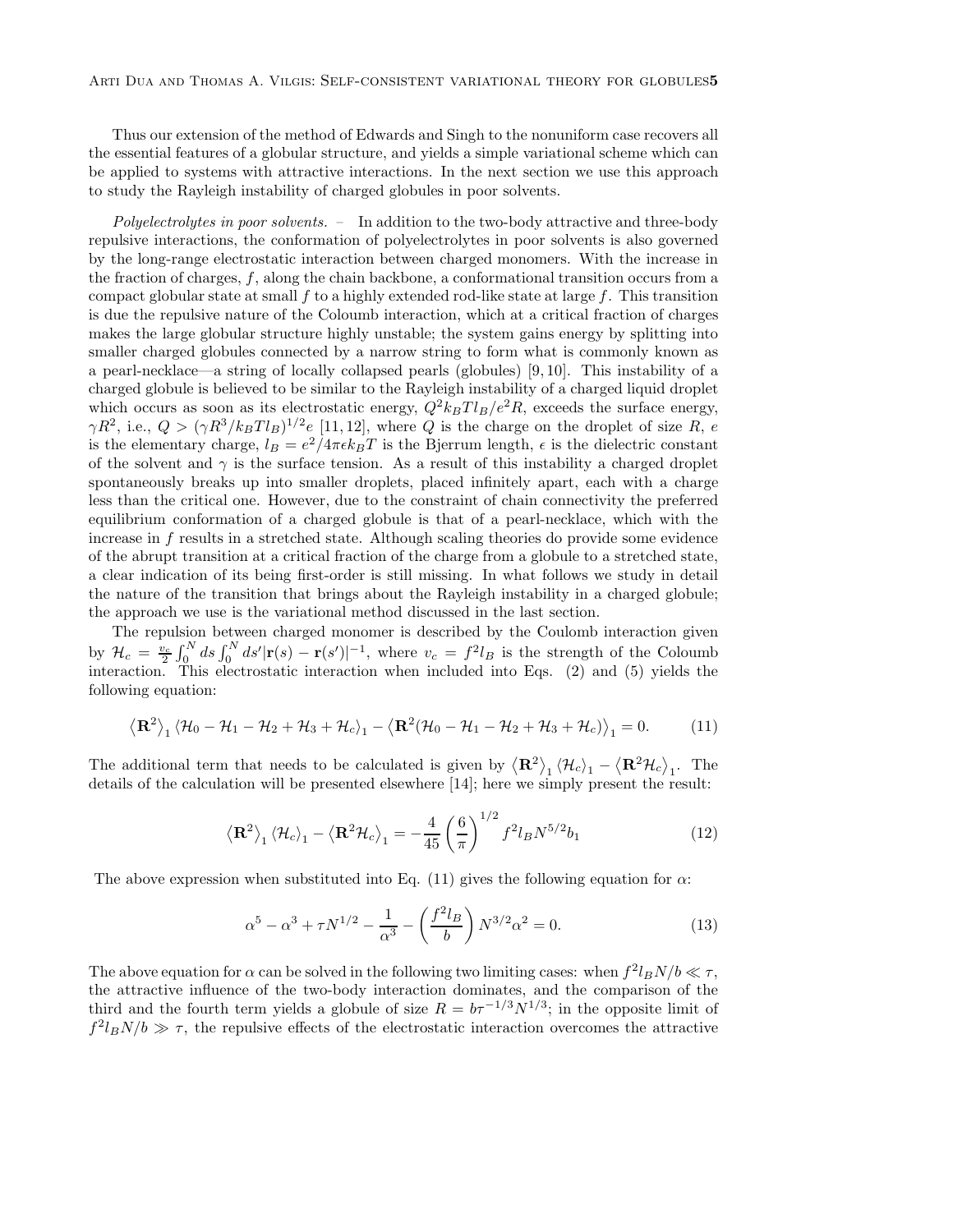Thus our extension of the method of Edwards and Singh to the nonuniform case recovers all the essential features of a globular structure, and yields a simple variational scheme which can be applied to systems with attractive interactions. In the next section we use this approach to study the Rayleigh instability of charged globules in poor solvents.

*Polyelectrolytes in poor solvents.* – In addition to the two-body attractive and three-body repulsive interactions, the conformation of polyelectrolytes in poor solvents is also governed by the long-range electrostatic interaction between charged monomers. With the increase in the fraction of charges, $f$, along the chain backbone, a conformational transition occurs from a compact globular state at small $f$ to a highly extended rod-like state at large $f$. This transition is due the repulsive nature of the Coloumb interaction, which at a critical fraction of charges makes the large globular structure highly unstable; the system gains energy by splitting into smaller charged globules connected by a narrow string to form what is commonly known as a pearl-necklace—a string of locally collapsed pearls (globules) [9, 10]. This instability of a charged globule is believed to be similar to the Rayleigh instability of a charged liquid droplet which occurs as soon as its electrostatic energy, $Q^2 k_B T l_B / e^2 R$, exceeds the surface energy, $\gamma R^2$, i.e., $Q > (\gamma R^3 / k_B T l_B)^{1/2} e$ [11, 12], where $Q$ is the charge on the droplet of size $R$, $e$ is the elementary charge, $l_B = e^2/4\pi\epsilon k_B T$ is the Bjerrum length, $\epsilon$ is the dielectric constant of the solvent and $\gamma$ is the surface tension. As a result of this instability a charged droplet spontaneously breaks up into smaller droplets, placed infinitely apart, each with a charge less than the critical one. However, due to the constraint of chain connectivity the preferred equilibrium conformation of a charged globule is that of a pearl-necklace, which with the increase in $f$ results in a stretched state. Although scaling theories do provide some evidence of the abrupt transition at a critical fraction of the charge from a globule to a stretched state, a clear indication of its being first-order is still missing. In what follows we study in detail the nature of the transition that brings about the Rayleigh instability in a charged globule; the approach we use is the variational method discussed in the last section.

The repulsion between charged monomer is described by the Coulomb interaction given by $\mathcal{H}_c = \frac{v_c}{2} \int_0^N ds \int_0^N ds' |\mathbf{r}(s) - \mathbf{r}(s')|^{-1}$, where $v_c = f^2 l_B$ is the strength of the Coloumb interaction. This electrostatic interaction when included into Eqs. (2) and (5) yields the following equation:

$$\left\langle \mathbf{R}^2 \right\rangle_1 \left\langle \mathcal{H}_0 - \mathcal{H}_1 - \mathcal{H}_2 + \mathcal{H}_3 + \mathcal{H}_c \right\rangle_1 - \left\langle \mathbf{R}^2 (\mathcal{H}_0 - \mathcal{H}_1 - \mathcal{H}_2 + \mathcal{H}_3 + \mathcal{H}_c) \right\rangle_1 = 0. \tag{11}$$

The additional term that needs to be calculated is given by $\left\langle \mathbf{R}^2 \right\rangle_1 \left\langle \mathcal{H}_c \right\rangle_1 - \left\langle \mathbf{R}^2 \mathcal{H}_c \right\rangle_1$. The details of the calculation will be presented elsewhere [14]; here we simply present the result:

$$\left\langle \mathbf{R}^2 \right\rangle_1 \left\langle \mathcal{H}_c \right\rangle_1 - \left\langle \mathbf{R}^2 \mathcal{H}_c \right\rangle_1 = -\frac{4}{45} \left( \frac{6}{\pi} \right)^{1/2} f^2 l_B N^{5/2} b_1 \tag{12}$$

The above expression when substituted into Eq. (11) gives the following equation for $\alpha$:

$$\alpha^5 - \alpha^3 + \tau N^{1/2} - \frac{1}{\alpha^3} - \left( \frac{f^2 l_B}{b} \right) N^{3/2} \alpha^2 = 0. \tag{13}$$

The above equation for $\alpha$ can be solved in the following two limiting cases: when $f^2 l_B N / b \ll \tau$, the attractive influence of the two-body interaction dominates, and the comparison of the third and the fourth term yields a globule of size $R = b \tau^{-1/3} N^{1/3}$; in the opposite limit of $f^2 l_B N / b \gg \tau$, the repulsive effects of the electrostatic interaction overcomes the attractive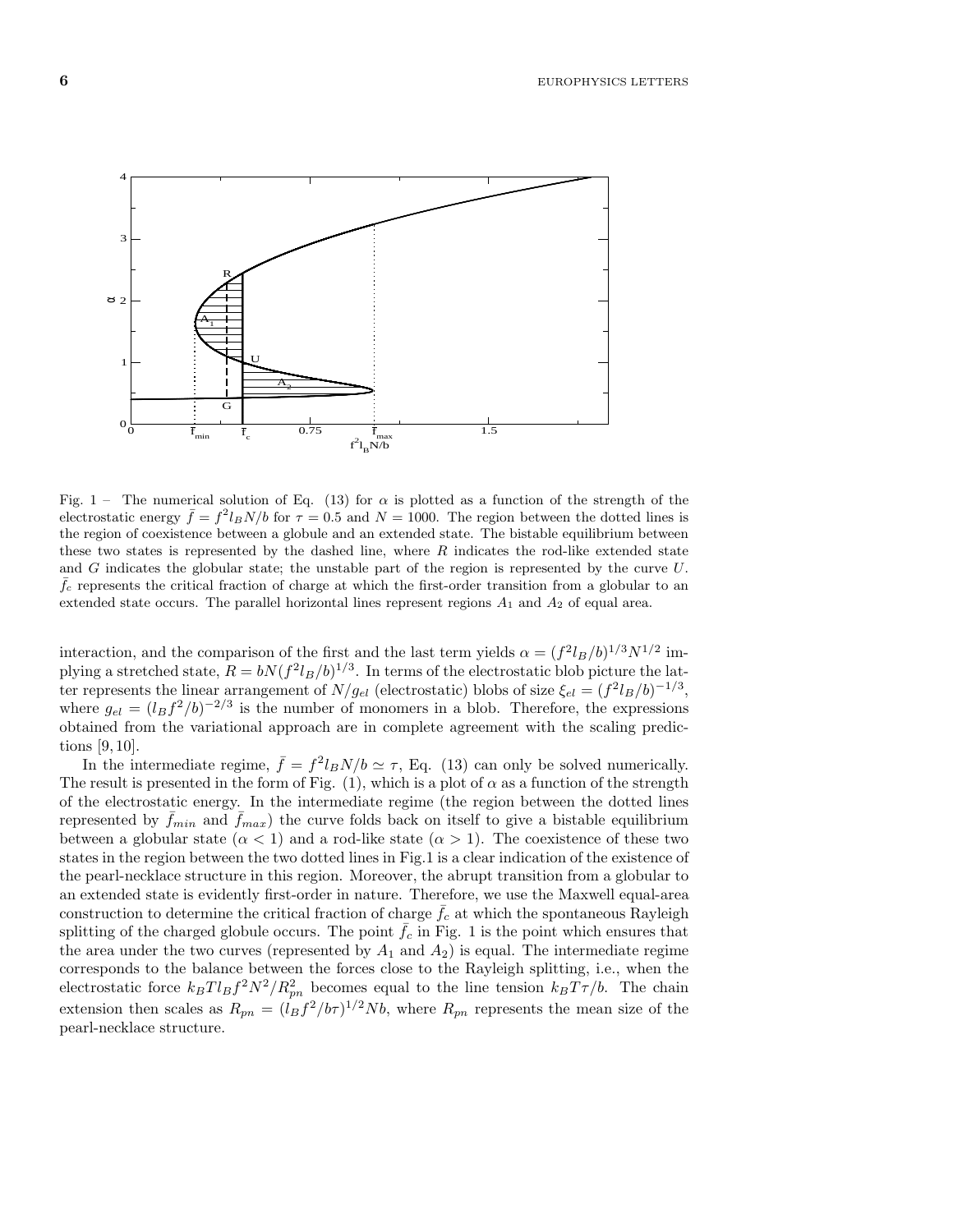Fig. 1 – The numerical solution of Eq. (13) for $\alpha$ is plotted as a function of the strength of the electrostatic energy $\bar{f} = f^2 l_B N/b$ for $\tau = 0.5$ and $N = 1000$. The region between the dotted lines is the region of coexistence between a globule and an extended state. The bistable equilibrium between these two states is represented by the dashed line, where $R$ indicates the rod-like extended state and $G$ indicates the globular state; the unstable part of the region is represented by the curve $U$. $\bar{f}_c$ represents the critical fraction of charge at which the first-order transition from a globular to an extended state occurs. The parallel horizontal lines represent regions $A_1$ and $A_2$ of equal area.

interaction, and the comparison of the first and the last term yields $\alpha = (f^2 l_B/b)^{1/3} N^{1/2}$ implying a stretched state, $R = bN(f^2 l_B/b)^{1/3}$. In terms of the electrostatic blob picture the latter represents the linear arrangement of $N/g_{el}$ (electrostatic) blobs of size $\xi_{el} = (f^2 l_B/b)^{-1/3}$, where $g_{el} = (l_B f^2/b)^{-2/3}$ is the number of monomers in a blob. Therefore, the expressions obtained from the variational approach are in complete agreement with the scaling predictions [9, 10].

In the intermediate regime, $\bar{f} = f^2 l_B N/b \simeq \tau$, Eq. (13) can only be solved numerically. The result is presented in the form of Fig. (1), which is a plot of $\alpha$ as a function of the strength of the electrostatic energy. In the intermediate regime (the region between the dotted lines represented by $\bar{f}_{min}$ and $\bar{f}_{max}$) the curve folds back on itself to give a bistable equilibrium between a globular state ($\alpha < 1$) and a rod-like state ($\alpha > 1$). The coexistence of these two states in the region between the two dotted lines in Fig.1 is a clear indication of the existence of the pearl-necklace structure in this region. Moreover, the abrupt transition from a globular to an extended state is evidently first-order in nature. Therefore, we use the Maxwell equal-area construction to determine the critical fraction of charge $\bar{f}_c$ at which the spontaneous Rayleigh splitting of the charged globule occurs. The point $\bar{f}_c$ in Fig. 1 is the point which ensures that the area under the two curves (represented by $A_1$ and $A_2$) is equal. The intermediate regime corresponds to the balance between the forces close to the Rayleigh splitting, i.e., when the electrostatic force $k_B T l_B f^2 N^2/R_{pn}^2$ becomes equal to the line tension $k_B T \tau/b$. The chain extension then scales as $R_{pn} = (l_B f^2/b\tau)^{1/2} N b$, where $R_{pn}$ represents the mean size of the pearl-necklace structure.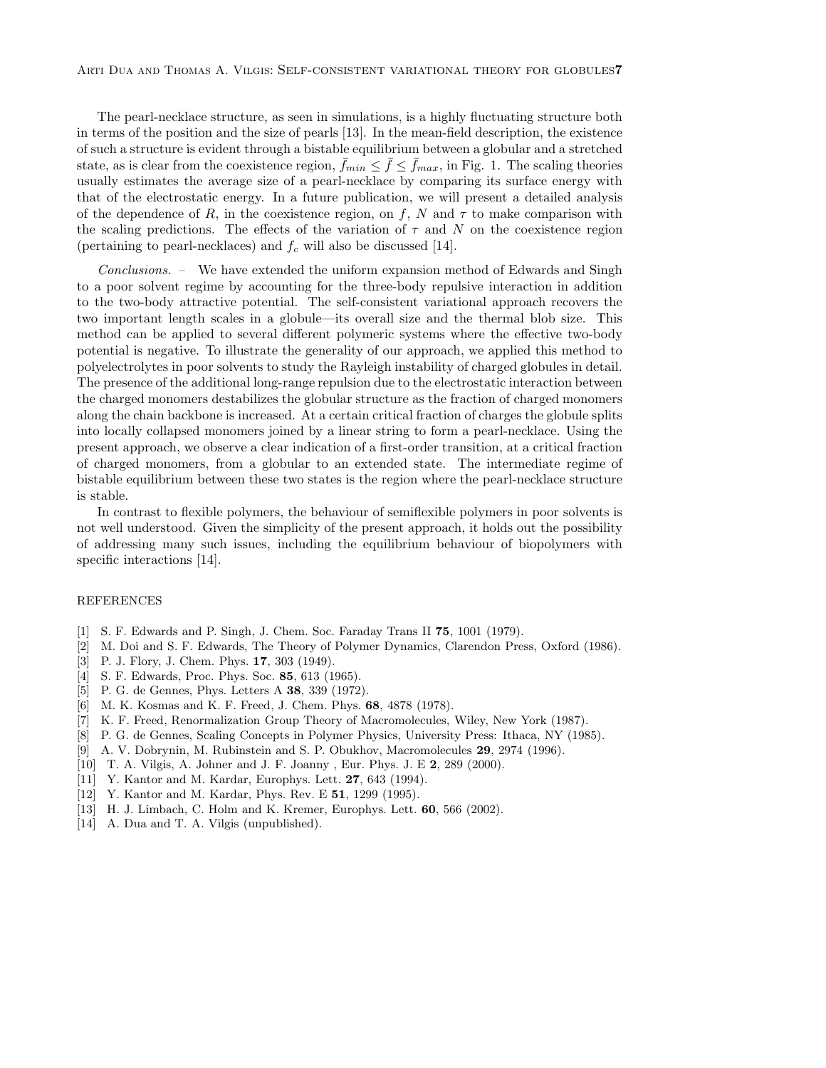The pearl-necklace structure, as seen in simulations, is a highly fluctuating structure both in terms of the position and the size of pearls [13]. In the mean-field description, the existence of such a structure is evident through a bistable equilibrium between a globular and a stretched state, as is clear from the coexistence region, $\bar{f}_{min} \leq \bar{f} \leq \bar{f}_{max}$, in Fig. 1. The scaling theories usually estimates the average size of a pearl-necklace by comparing its surface energy with that of the electrostatic energy. In a future publication, we will present a detailed analysis of the dependence of $R$, in the coexistence region, on $f$, $N$ and $\tau$ to make comparison with the scaling predictions. The effects of the variation of $\tau$ and $N$ on the coexistence region (pertaining to pearl-necklaces) and $f_c$ will also be discussed [14].

*Conclusions.* – We have extended the uniform expansion method of Edwards and Singh to a poor solvent regime by accounting for the three-body repulsive interaction in addition to the two-body attractive potential. The self-consistent variational approach recovers the two important length scales in a globule—its overall size and the thermal blob size. This method can be applied to several different polymeric systems where the effective two-body potential is negative. To illustrate the generality of our approach, we applied this method to polyelectrolytes in poor solvents to study the Rayleigh instability of charged globules in detail. The presence of the additional long-range repulsion due to the electrostatic interaction between the charged monomers destabilizes the globular structure as the fraction of charged monomers along the chain backbone is increased. At a certain critical fraction of charges the globule splits into locally collapsed monomers joined by a linear string to form a pearl-necklace. Using the present approach, we observe a clear indication of a first-order transition, at a critical fraction of charged monomers, from a globular to an extended state. The intermediate regime of bistable equilibrium between these two states is the region where the pearl-necklace structure is stable.

In contrast to flexible polymers, the behaviour of semiflexible polymers in poor solvents is not well understood. Given the simplicity of the present approach, it holds out the possibility of addressing many such issues, including the equilibrium behaviour of biopolymers with specific interactions [14].

REFERENCES

[1] S. F. Edwards and P. Singh, J. Chem. Soc. Faraday Trans II **75**, 1001 (1979).
[2] M. Doi and S. F. Edwards, The Theory of Polymer Dynamics, Clarendon Press, Oxford (1986).
[3] P. J. Flory, J. Chem. Phys. **17**, 303 (1949).
[4] S. F. Edwards, Proc. Phys. Soc. **85**, 613 (1965).
[5] P. G. de Gennes, Phys. Letters A **38**, 339 (1972).
[6] M. K. Kosmas and K. F. Freed, J. Chem. Phys. **68**, 4878 (1978).
[7] K. F. Freed, Renormalization Group Theory of Macromolecules, Wiley, New York (1987).
[8] P. G. de Gennes, Scaling Concepts in Polymer Physics, University Press: Ithaca, NY (1985).
[9] A. V. Dobrynin, M. Rubinstein and S. P. Obukhov, Macromolecules **29**, 2974 (1996).
[10] T. A. Vilgis, A. Johner and J. F. Joanny , Eur. Phys. J. E **2**, 289 (2000).
[11] Y. Kantor and M. Kardar, Europhys. Lett. **27**, 643 (1994).
[12] Y. Kantor and M. Kardar, Phys. Rev. E **51**, 1299 (1995).
[13] H. J. Limbach, C. Holm and K. Kremer, Europhys. Lett. **60**, 566 (2002).
[14] A. Dua and T. A. Vilgis (unpublished).